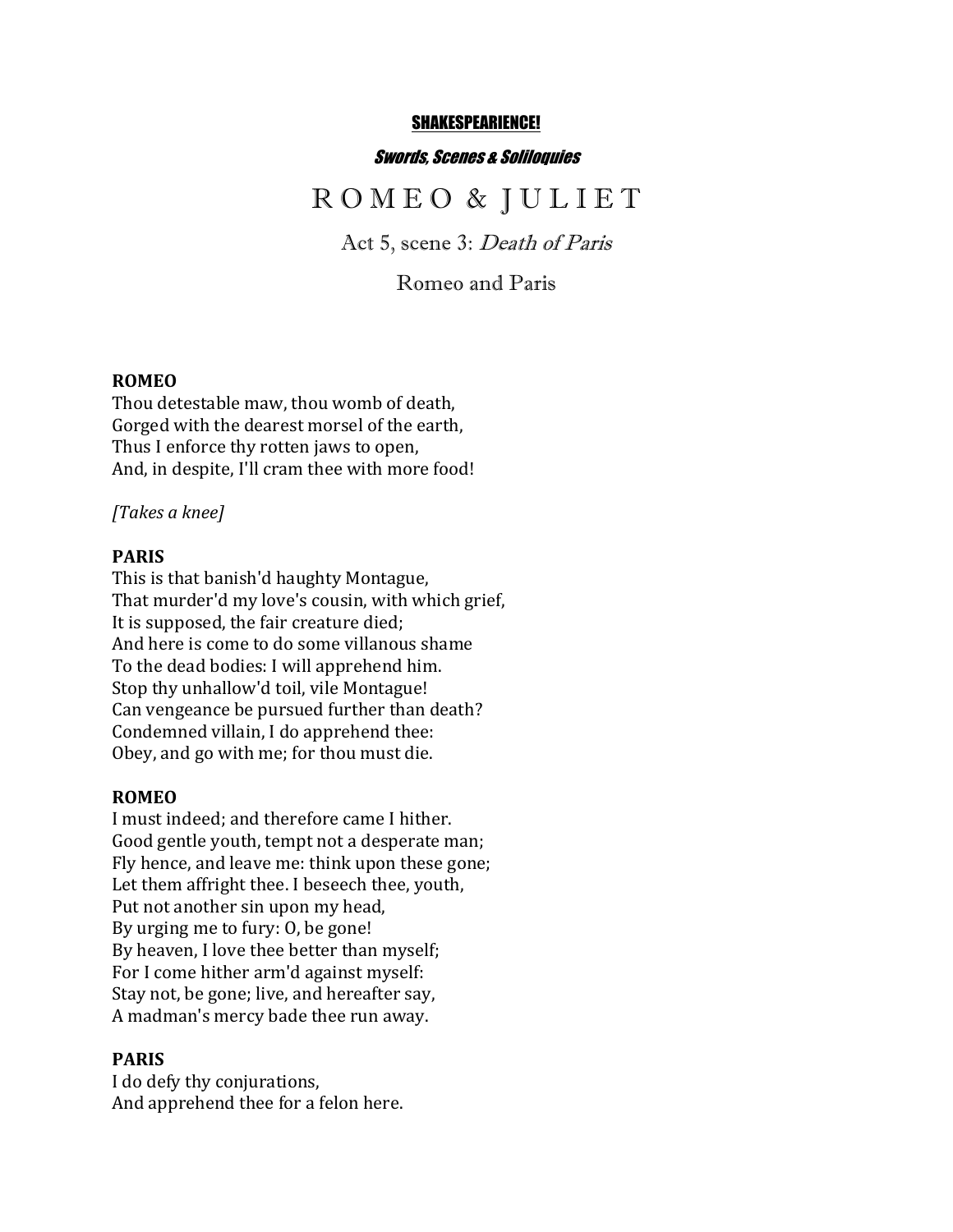**SHAKESPEARIENCE!**

***Swords, Scenes & Soliloquies***

# ROMEO & JULIET

## Act 5, scene 3: *Death of Paris*

### Romeo and Paris

**ROMEO**
Thou detestable maw, thou womb of death,
Gorged with the dearest morsel of the earth,
Thus I enforce thy rotten jaws to open,
And, in despite, I'll cram thee with more food!

*[Takes a knee]*

**PARIS**
This is that banish'd haughty Montague,
That murder'd my love's cousin, with which grief,
It is supposed, the fair creature died;
And here is come to do some villanous shame
To the dead bodies: I will apprehend him.
Stop thy unhallow'd toil, vile Montague!
Can vengeance be pursued further than death?
Condemned villain, I do apprehend thee:
Obey, and go with me; for thou must die.

**ROMEO**
I must indeed; and therefore came I hither.
Good gentle youth, tempt not a desperate man;
Fly hence, and leave me: think upon these gone;
Let them affright thee. I beseech thee, youth,
Put not another sin upon my head,
By urging me to fury: O, be gone!
By heaven, I love thee better than myself;
For I come hither arm'd against myself:
Stay not, be gone; live, and hereafter say,
A madman's mercy bade thee run away.

**PARIS**
I do defy thy conjurations,
And apprehend thee for a felon here.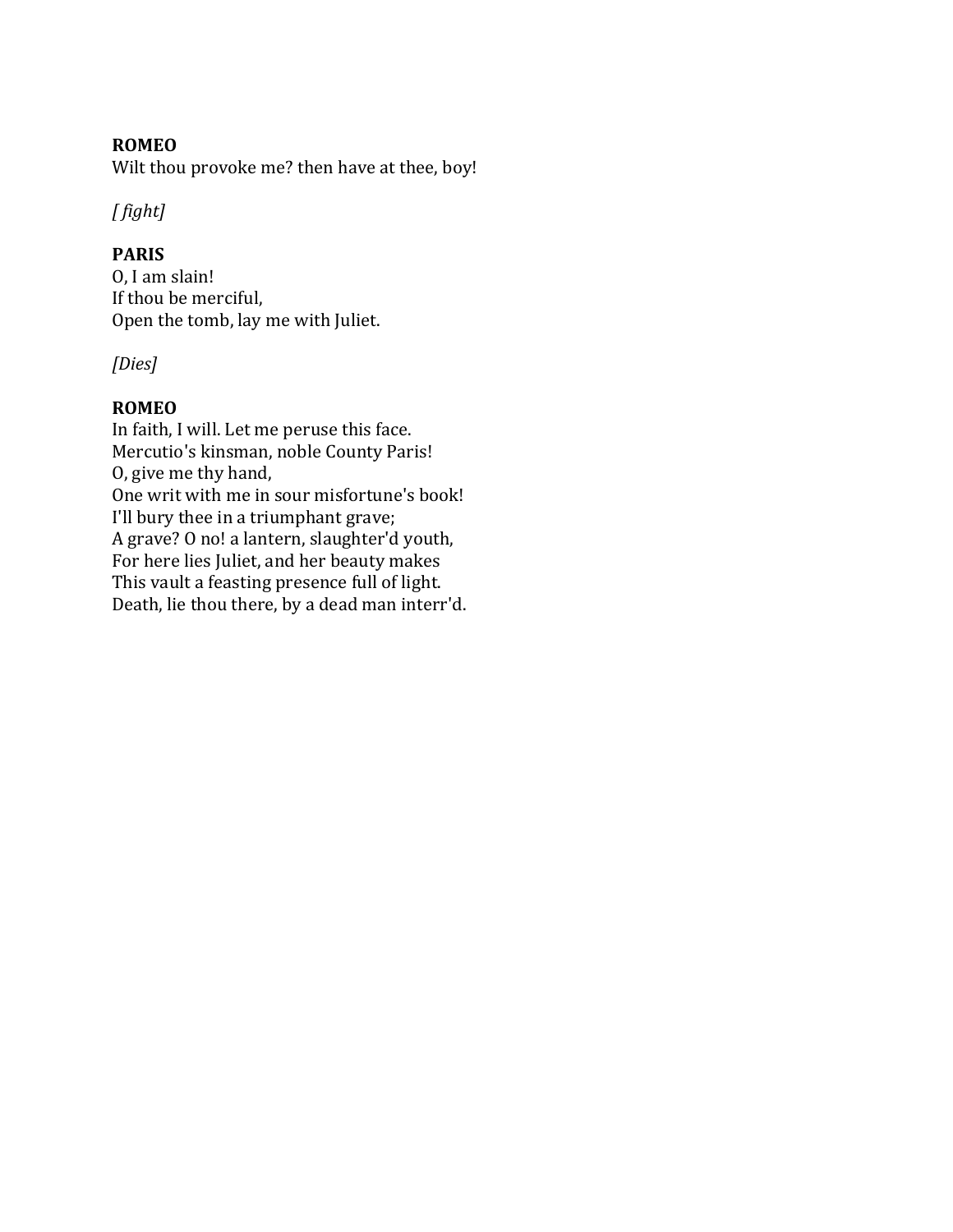**ROMEO**
Wilt thou provoke me? then have at thee, boy!

*[ fight]*

**PARIS**
O, I am slain!
If thou be merciful,
Open the tomb, lay me with Juliet.

*[Dies]*

**ROMEO**
In faith, I will. Let me peruse this face.
Mercutio's kinsman, noble County Paris!
O, give me thy hand,
One writ with me in sour misfortune's book!
I'll bury thee in a triumphant grave;
A grave? O no! a lantern, slaughter'd youth,
For here lies Juliet, and her beauty makes
This vault a feasting presence full of light.
Death, lie thou there, by a dead man interr'd.